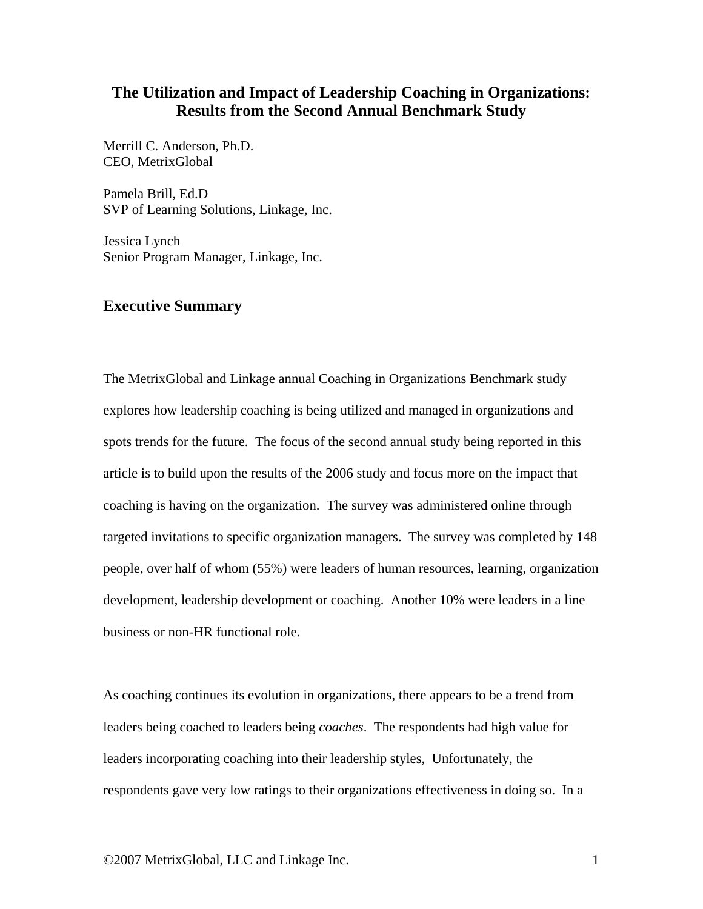# The Utilization and Impact of Leadership Coaching in Organizations: Results from the Second Annual Benchmark Study

Merrill C. Anderson, Ph.D.
CEO, MetrixGlobal

Pamela Brill, Ed.D
SVP of Learning Solutions, Linkage, Inc.

Jessica Lynch
Senior Program Manager, Linkage, Inc.

## Executive Summary

The MetrixGlobal and Linkage annual Coaching in Organizations Benchmark study explores how leadership coaching is being utilized and managed in organizations and spots trends for the future. The focus of the second annual study being reported in this article is to build upon the results of the 2006 study and focus more on the impact that coaching is having on the organization. The survey was administered online through targeted invitations to specific organization managers. The survey was completed by 148 people, over half of whom (55%) were leaders of human resources, learning, organization development, leadership development or coaching. Another 10% were leaders in a line business or non-HR functional role.

As coaching continues its evolution in organizations, there appears to be a trend from leaders being coached to leaders being *coaches*. The respondents had high value for leaders incorporating coaching into their leadership styles, Unfortunately, the respondents gave very low ratings to their organizations effectiveness in doing so. In a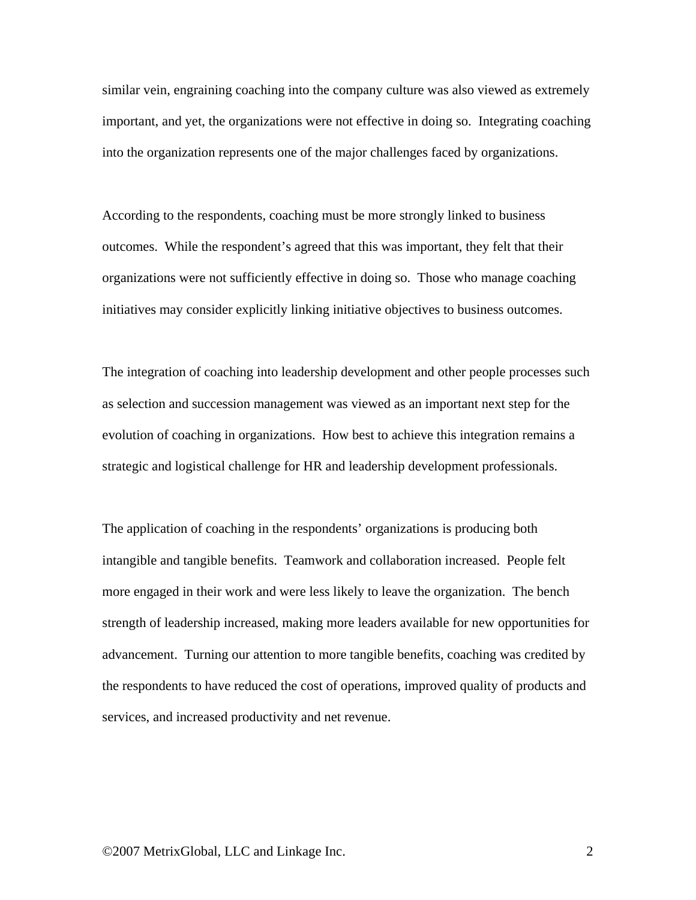similar vein, engraining coaching into the company culture was also viewed as extremely important, and yet, the organizations were not effective in doing so. Integrating coaching into the organization represents one of the major challenges faced by organizations.

According to the respondents, coaching must be more strongly linked to business outcomes. While the respondent's agreed that this was important, they felt that their organizations were not sufficiently effective in doing so. Those who manage coaching initiatives may consider explicitly linking initiative objectives to business outcomes.

The integration of coaching into leadership development and other people processes such as selection and succession management was viewed as an important next step for the evolution of coaching in organizations. How best to achieve this integration remains a strategic and logistical challenge for HR and leadership development professionals.

The application of coaching in the respondents' organizations is producing both intangible and tangible benefits. Teamwork and collaboration increased. People felt more engaged in their work and were less likely to leave the organization. The bench strength of leadership increased, making more leaders available for new opportunities for advancement. Turning our attention to more tangible benefits, coaching was credited by the respondents to have reduced the cost of operations, improved quality of products and services, and increased productivity and net revenue.

©2007 MetrixGlobal, LLC and Linkage Inc.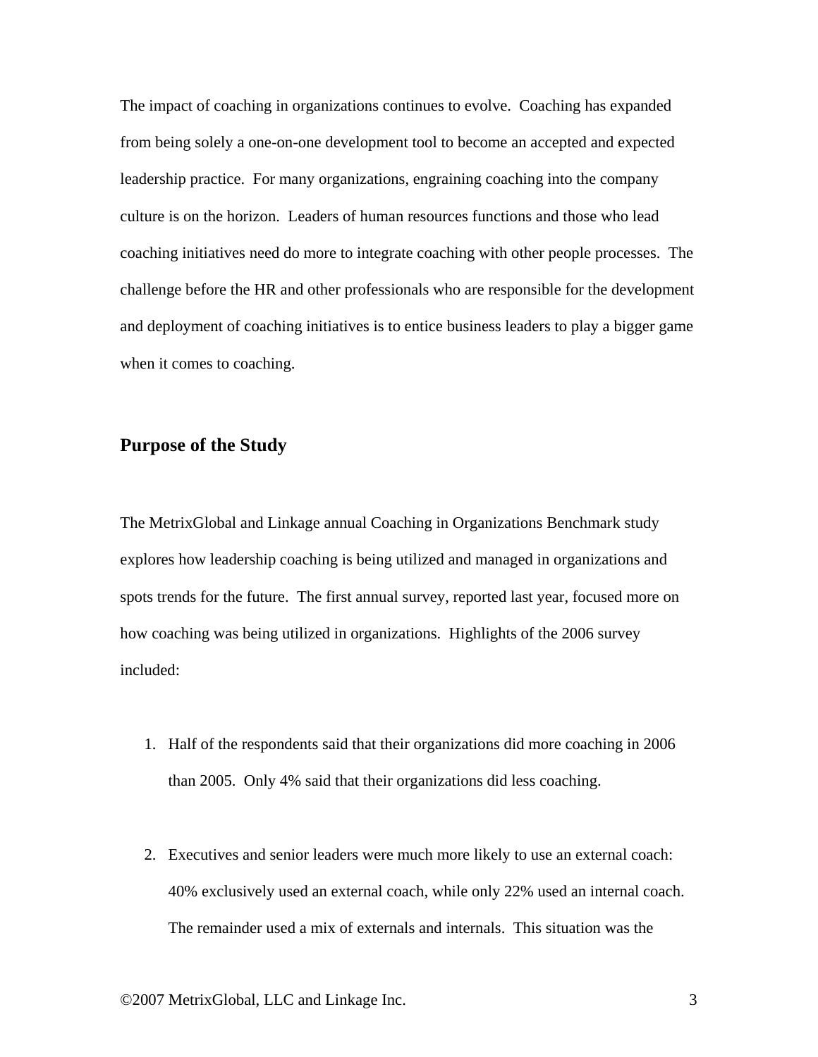The impact of coaching in organizations continues to evolve. Coaching has expanded from being solely a one-on-one development tool to become an accepted and expected leadership practice. For many organizations, engraining coaching into the company culture is on the horizon. Leaders of human resources functions and those who lead coaching initiatives need do more to integrate coaching with other people processes. The challenge before the HR and other professionals who are responsible for the development and deployment of coaching initiatives is to entice business leaders to play a bigger game when it comes to coaching.

## Purpose of the Study

The MetrixGlobal and Linkage annual Coaching in Organizations Benchmark study explores how leadership coaching is being utilized and managed in organizations and spots trends for the future. The first annual survey, reported last year, focused more on how coaching was being utilized in organizations. Highlights of the 2006 survey included:

1. Half of the respondents said that their organizations did more coaching in 2006 than 2005. Only 4% said that their organizations did less coaching.

2. Executives and senior leaders were much more likely to use an external coach: 40% exclusively used an external coach, while only 22% used an internal coach. The remainder used a mix of externals and internals. This situation was the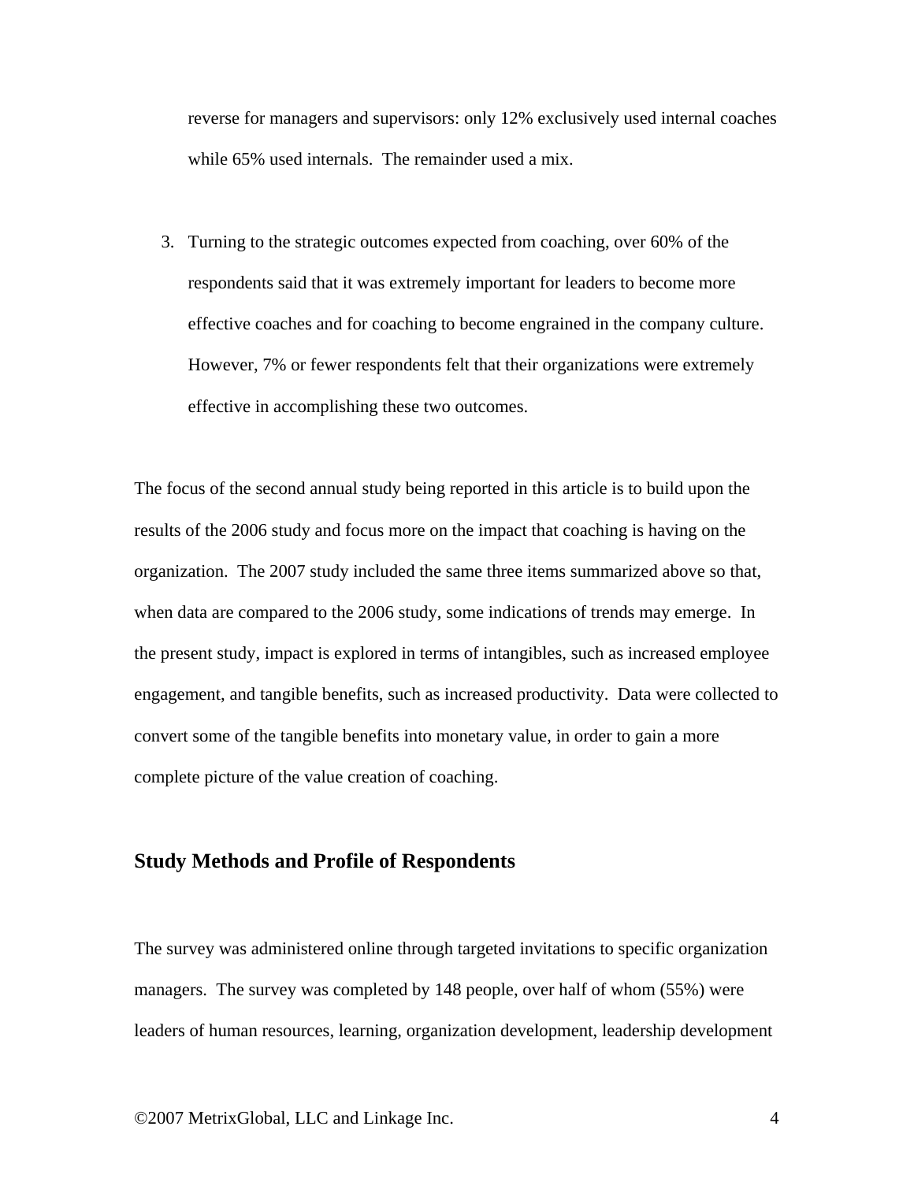reverse for managers and supervisors: only 12% exclusively used internal coaches while 65% used internals. The remainder used a mix.

3. Turning to the strategic outcomes expected from coaching, over 60% of the respondents said that it was extremely important for leaders to become more effective coaches and for coaching to become engrained in the company culture. However, 7% or fewer respondents felt that their organizations were extremely effective in accomplishing these two outcomes.

The focus of the second annual study being reported in this article is to build upon the results of the 2006 study and focus more on the impact that coaching is having on the organization. The 2007 study included the same three items summarized above so that, when data are compared to the 2006 study, some indications of trends may emerge. In the present study, impact is explored in terms of intangibles, such as increased employee engagement, and tangible benefits, such as increased productivity. Data were collected to convert some of the tangible benefits into monetary value, in order to gain a more complete picture of the value creation of coaching.

## Study Methods and Profile of Respondents

The survey was administered online through targeted invitations to specific organization managers. The survey was completed by 148 people, over half of whom (55%) were leaders of human resources, learning, organization development, leadership development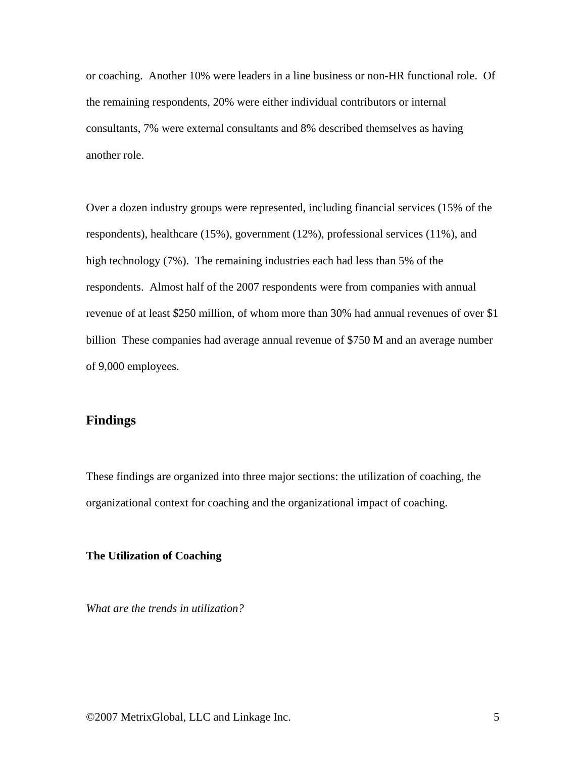or coaching. Another 10% were leaders in a line business or non-HR functional role. Of the remaining respondents, 20% were either individual contributors or internal consultants, 7% were external consultants and 8% described themselves as having another role.

Over a dozen industry groups were represented, including financial services (15% of the respondents), healthcare (15%), government (12%), professional services (11%), and high technology (7%). The remaining industries each had less than 5% of the respondents. Almost half of the 2007 respondents were from companies with annual revenue of at least $250 million, of whom more than 30% had annual revenues of over $1 billion These companies had average annual revenue of $750 M and an average number of 9,000 employees.

## Findings

These findings are organized into three major sections: the utilization of coaching, the organizational context for coaching and the organizational impact of coaching.

### The Utilization of Coaching

*What are the trends in utilization?*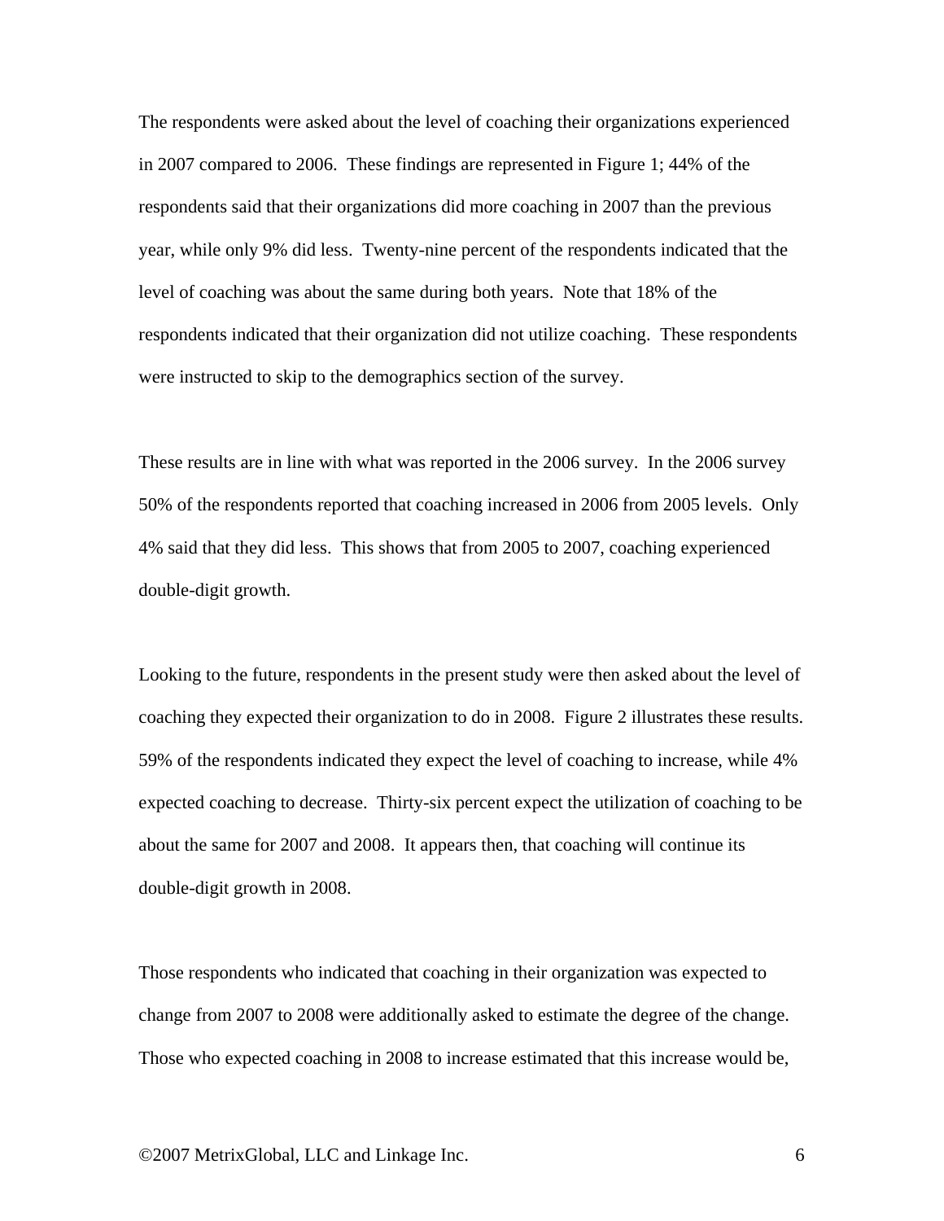The respondents were asked about the level of coaching their organizations experienced in 2007 compared to 2006. These findings are represented in Figure 1; 44% of the respondents said that their organizations did more coaching in 2007 than the previous year, while only 9% did less. Twenty-nine percent of the respondents indicated that the level of coaching was about the same during both years. Note that 18% of the respondents indicated that their organization did not utilize coaching. These respondents were instructed to skip to the demographics section of the survey.

These results are in line with what was reported in the 2006 survey. In the 2006 survey 50% of the respondents reported that coaching increased in 2006 from 2005 levels. Only 4% said that they did less. This shows that from 2005 to 2007, coaching experienced double-digit growth.

Looking to the future, respondents in the present study were then asked about the level of coaching they expected their organization to do in 2008. Figure 2 illustrates these results. 59% of the respondents indicated they expect the level of coaching to increase, while 4% expected coaching to decrease. Thirty-six percent expect the utilization of coaching to be about the same for 2007 and 2008. It appears then, that coaching will continue its double-digit growth in 2008.

Those respondents who indicated that coaching in their organization was expected to change from 2007 to 2008 were additionally asked to estimate the degree of the change. Those who expected coaching in 2008 to increase estimated that this increase would be,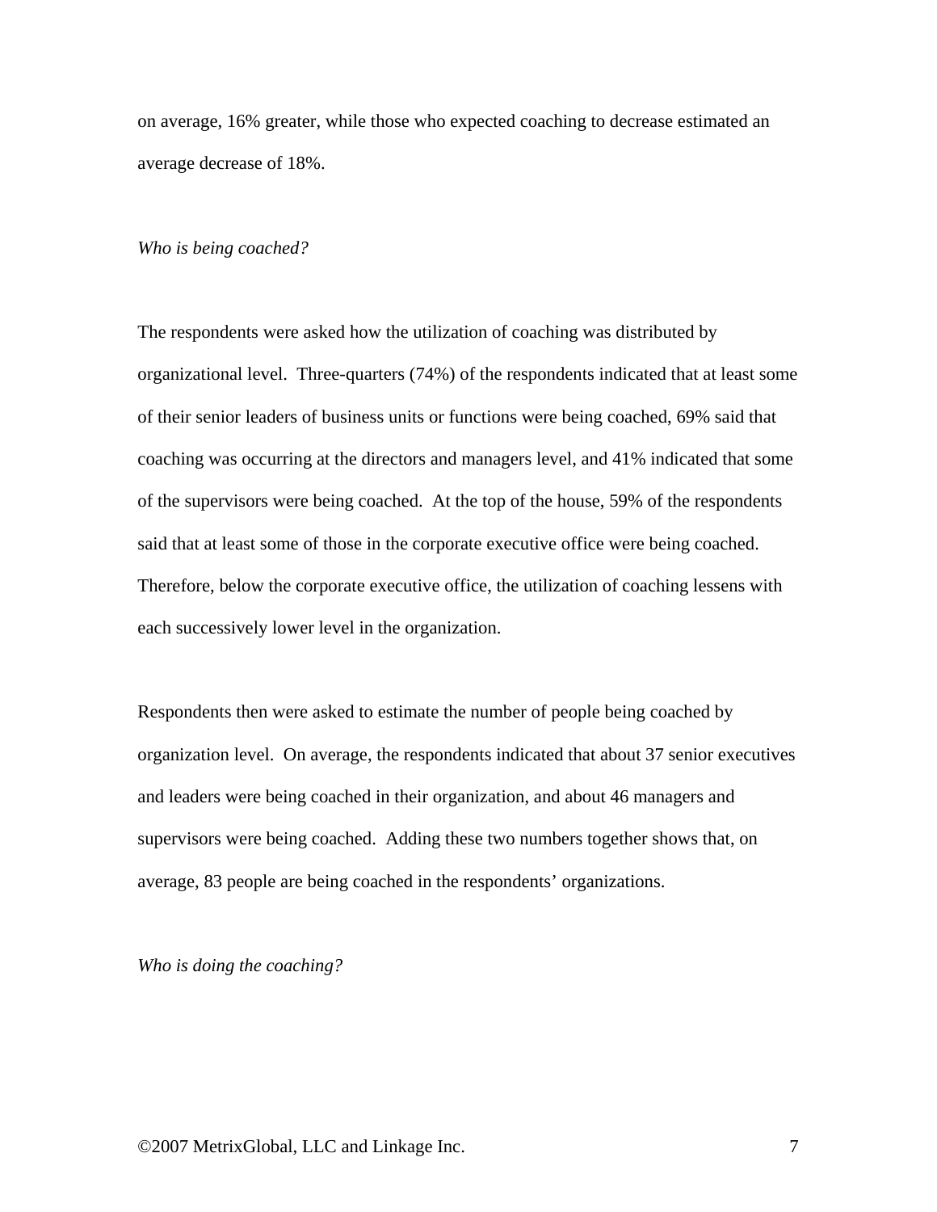on average, 16% greater, while those who expected coaching to decrease estimated an average decrease of 18%.

*Who is being coached?*

The respondents were asked how the utilization of coaching was distributed by organizational level. Three-quarters (74%) of the respondents indicated that at least some of their senior leaders of business units or functions were being coached, 69% said that coaching was occurring at the directors and managers level, and 41% indicated that some of the supervisors were being coached. At the top of the house, 59% of the respondents said that at least some of those in the corporate executive office were being coached. Therefore, below the corporate executive office, the utilization of coaching lessens with each successively lower level in the organization.

Respondents then were asked to estimate the number of people being coached by organization level. On average, the respondents indicated that about 37 senior executives and leaders were being coached in their organization, and about 46 managers and supervisors were being coached. Adding these two numbers together shows that, on average, 83 people are being coached in the respondents' organizations.

*Who is doing the coaching?*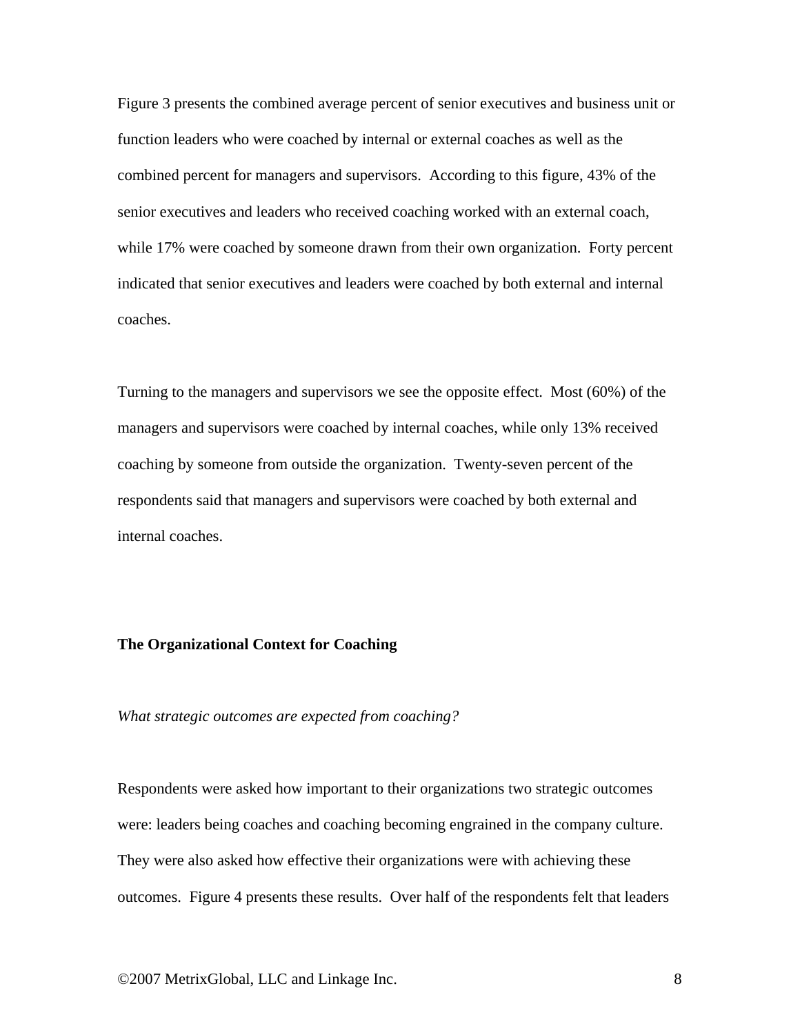Figure 3 presents the combined average percent of senior executives and business unit or function leaders who were coached by internal or external coaches as well as the combined percent for managers and supervisors. According to this figure, 43% of the senior executives and leaders who received coaching worked with an external coach, while 17% were coached by someone drawn from their own organization. Forty percent indicated that senior executives and leaders were coached by both external and internal coaches.

Turning to the managers and supervisors we see the opposite effect. Most (60%) of the managers and supervisors were coached by internal coaches, while only 13% received coaching by someone from outside the organization. Twenty-seven percent of the respondents said that managers and supervisors were coached by both external and internal coaches.

## The Organizational Context for Coaching

*What strategic outcomes are expected from coaching?*

Respondents were asked how important to their organizations two strategic outcomes were: leaders being coaches and coaching becoming engrained in the company culture. They were also asked how effective their organizations were with achieving these outcomes. Figure 4 presents these results. Over half of the respondents felt that leaders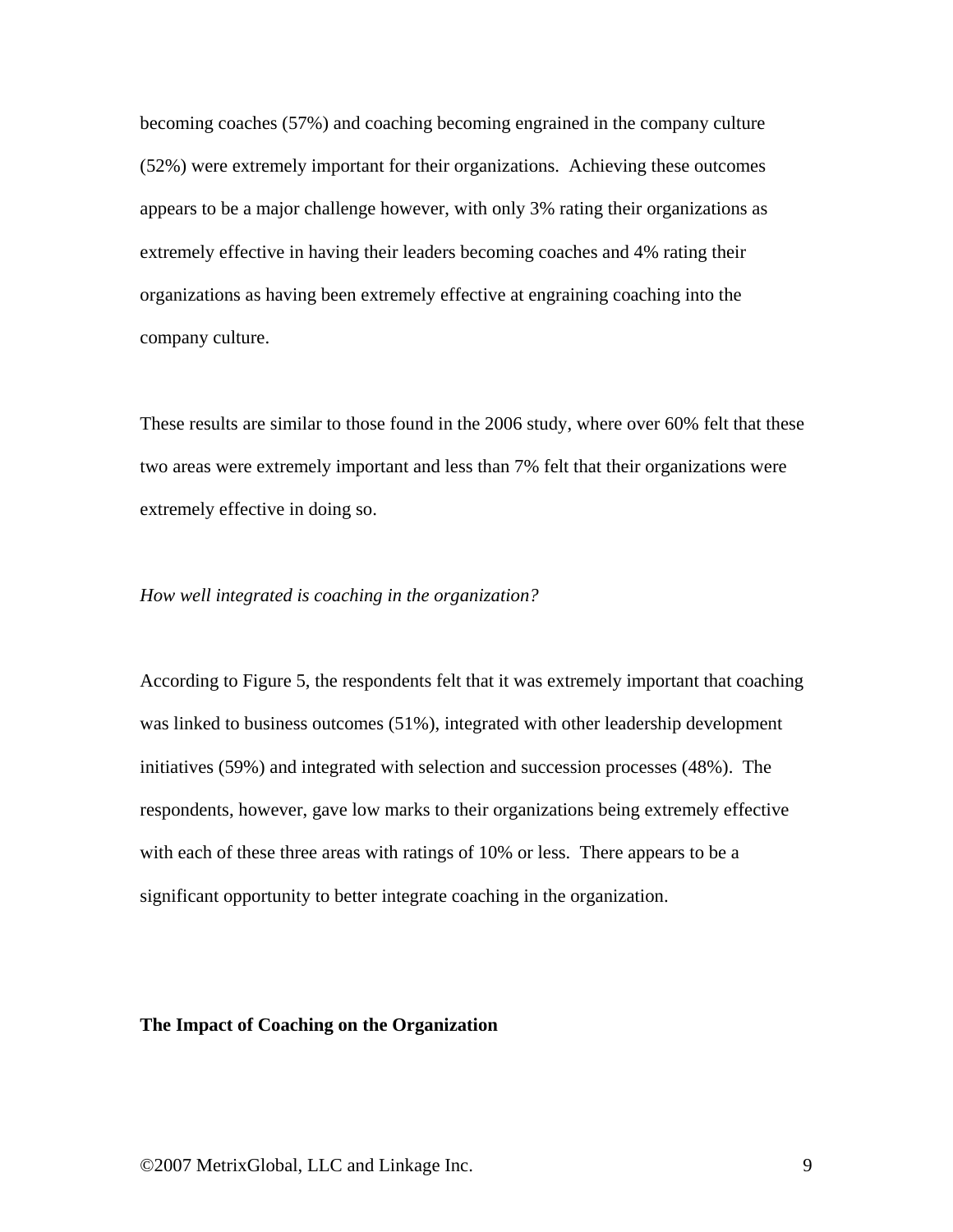becoming coaches (57%) and coaching becoming engrained in the company culture (52%) were extremely important for their organizations. Achieving these outcomes appears to be a major challenge however, with only 3% rating their organizations as extremely effective in having their leaders becoming coaches and 4% rating their organizations as having been extremely effective at engraining coaching into the company culture.

These results are similar to those found in the 2006 study, where over 60% felt that these two areas were extremely important and less than 7% felt that their organizations were extremely effective in doing so.

*How well integrated is coaching in the organization?*

According to Figure 5, the respondents felt that it was extremely important that coaching was linked to business outcomes (51%), integrated with other leadership development initiatives (59%) and integrated with selection and succession processes (48%). The respondents, however, gave low marks to their organizations being extremely effective with each of these three areas with ratings of 10% or less. There appears to be a significant opportunity to better integrate coaching in the organization.

**The Impact of Coaching on the Organization**

©2007 MetrixGlobal, LLC and Linkage Inc.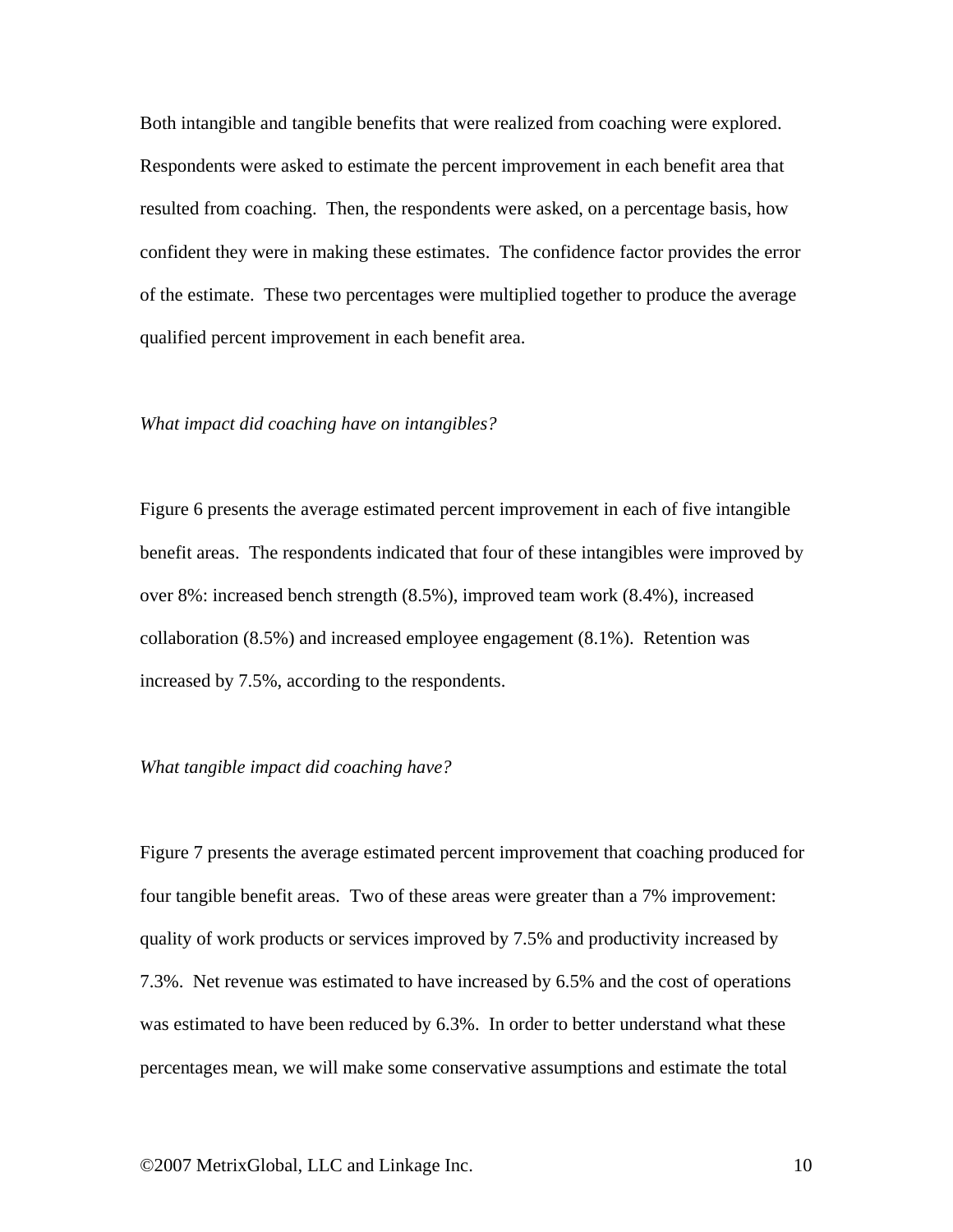Both intangible and tangible benefits that were realized from coaching were explored. Respondents were asked to estimate the percent improvement in each benefit area that resulted from coaching. Then, the respondents were asked, on a percentage basis, how confident they were in making these estimates. The confidence factor provides the error of the estimate. These two percentages were multiplied together to produce the average qualified percent improvement in each benefit area.

*What impact did coaching have on intangibles?*

Figure 6 presents the average estimated percent improvement in each of five intangible benefit areas. The respondents indicated that four of these intangibles were improved by over 8%: increased bench strength (8.5%), improved team work (8.4%), increased collaboration (8.5%) and increased employee engagement (8.1%). Retention was increased by 7.5%, according to the respondents.

*What tangible impact did coaching have?*

Figure 7 presents the average estimated percent improvement that coaching produced for four tangible benefit areas. Two of these areas were greater than a 7% improvement: quality of work products or services improved by 7.5% and productivity increased by 7.3%. Net revenue was estimated to have increased by 6.5% and the cost of operations was estimated to have been reduced by 6.3%. In order to better understand what these percentages mean, we will make some conservative assumptions and estimate the total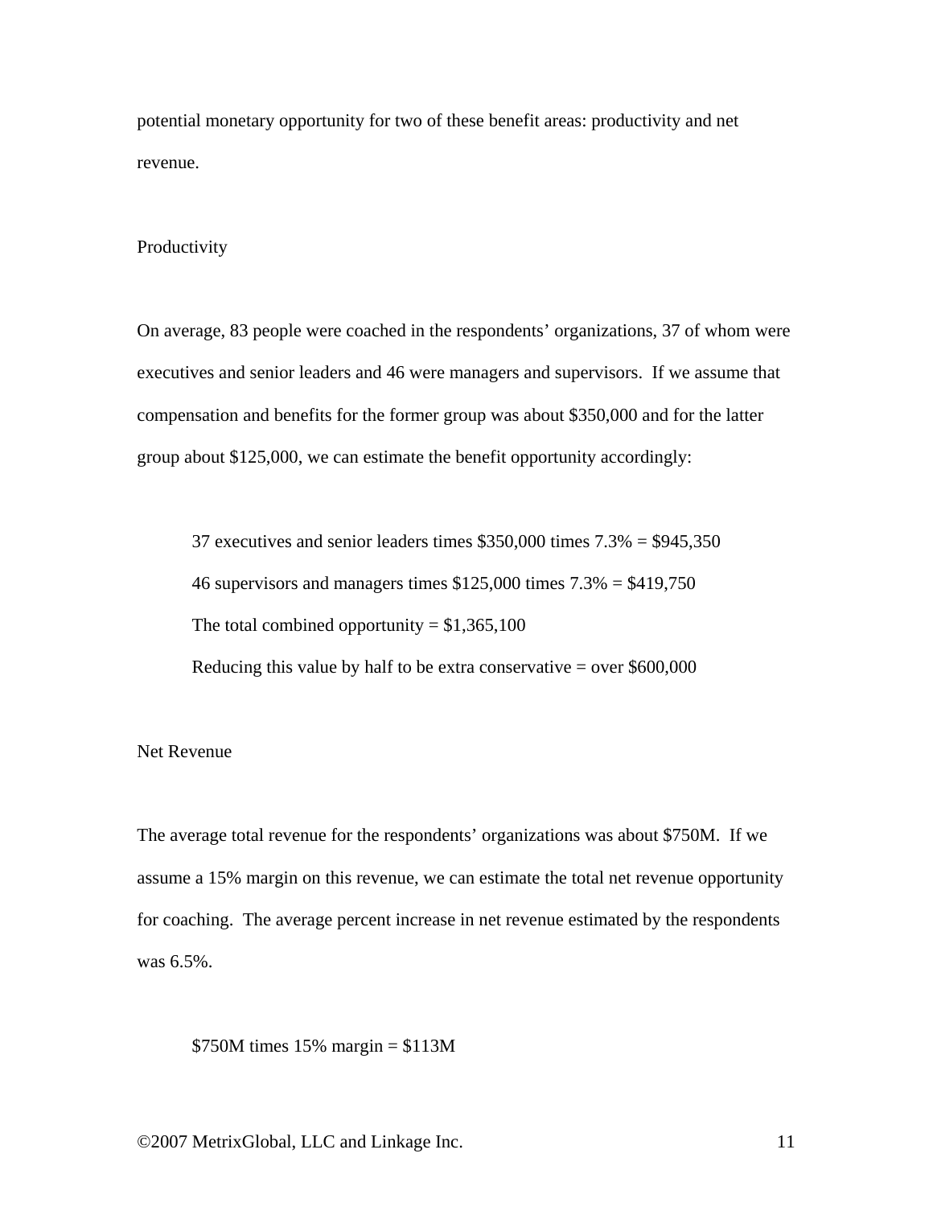potential monetary opportunity for two of these benefit areas: productivity and net revenue.

### Productivity

On average, 83 people were coached in the respondents' organizations, 37 of whom were executives and senior leaders and 46 were managers and supervisors. If we assume that compensation and benefits for the former group was about $350,000 and for the latter group about $125,000, we can estimate the benefit opportunity accordingly:

> 37 executives and senior leaders times $350,000 times 7.3% = $945,350
>
> 46 supervisors and managers times $125,000 times 7.3% = $419,750
>
> The total combined opportunity = $1,365,100
>
> Reducing this value by half to be extra conservative = over $600,000

### Net Revenue

The average total revenue for the respondents' organizations was about $750M. If we assume a 15% margin on this revenue, we can estimate the total net revenue opportunity for coaching. The average percent increase in net revenue estimated by the respondents was 6.5%.

> $750M times 15% margin = $113M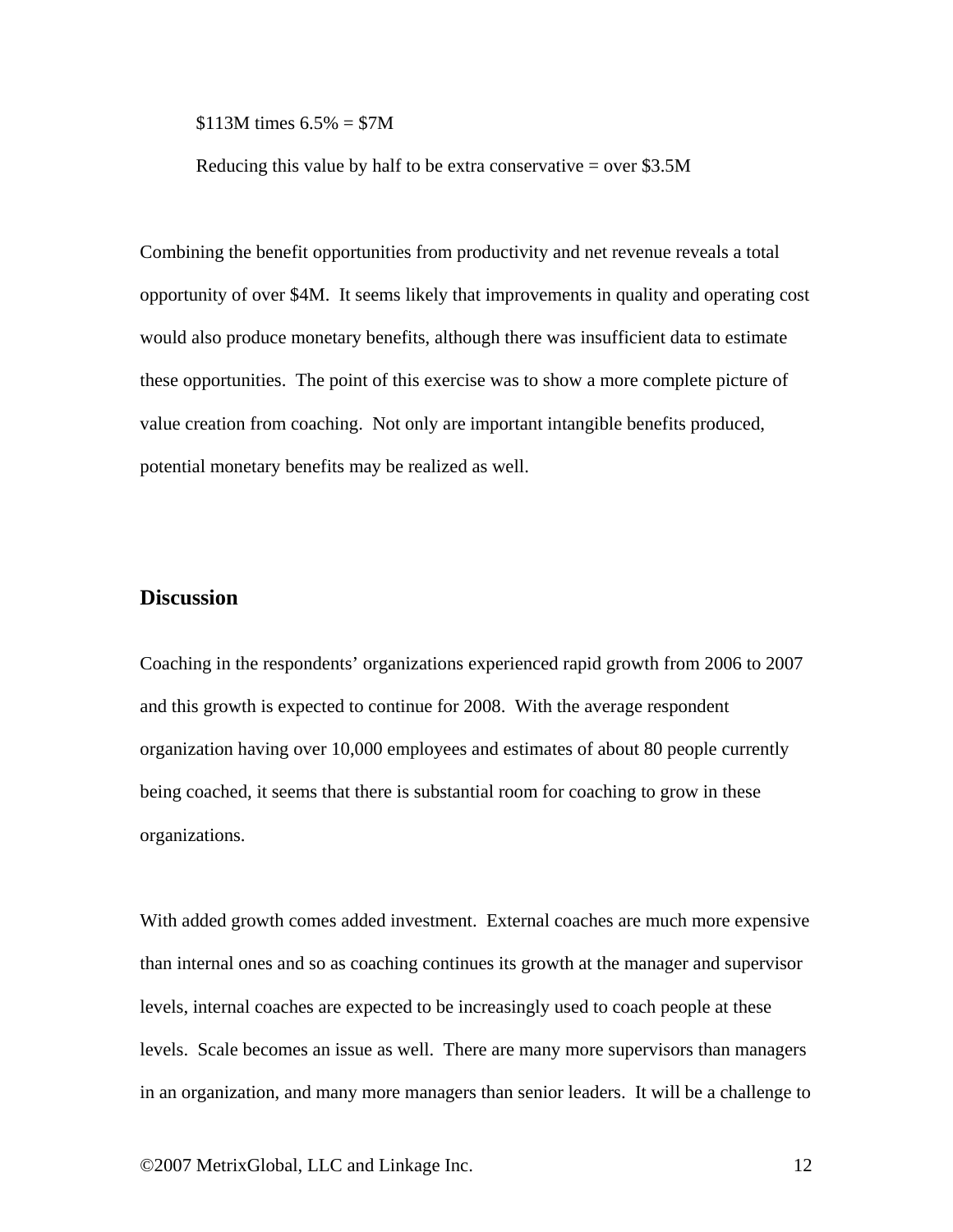$113M times 6.5% = $7M

Reducing this value by half to be extra conservative = over $3.5M

Combining the benefit opportunities from productivity and net revenue reveals a total opportunity of over $4M. It seems likely that improvements in quality and operating cost would also produce monetary benefits, although there was insufficient data to estimate these opportunities. The point of this exercise was to show a more complete picture of value creation from coaching. Not only are important intangible benefits produced, potential monetary benefits may be realized as well.

## Discussion

Coaching in the respondents' organizations experienced rapid growth from 2006 to 2007 and this growth is expected to continue for 2008. With the average respondent organization having over 10,000 employees and estimates of about 80 people currently being coached, it seems that there is substantial room for coaching to grow in these organizations.

With added growth comes added investment. External coaches are much more expensive than internal ones and so as coaching continues its growth at the manager and supervisor levels, internal coaches are expected to be increasingly used to coach people at these levels. Scale becomes an issue as well. There are many more supervisors than managers in an organization, and many more managers than senior leaders. It will be a challenge to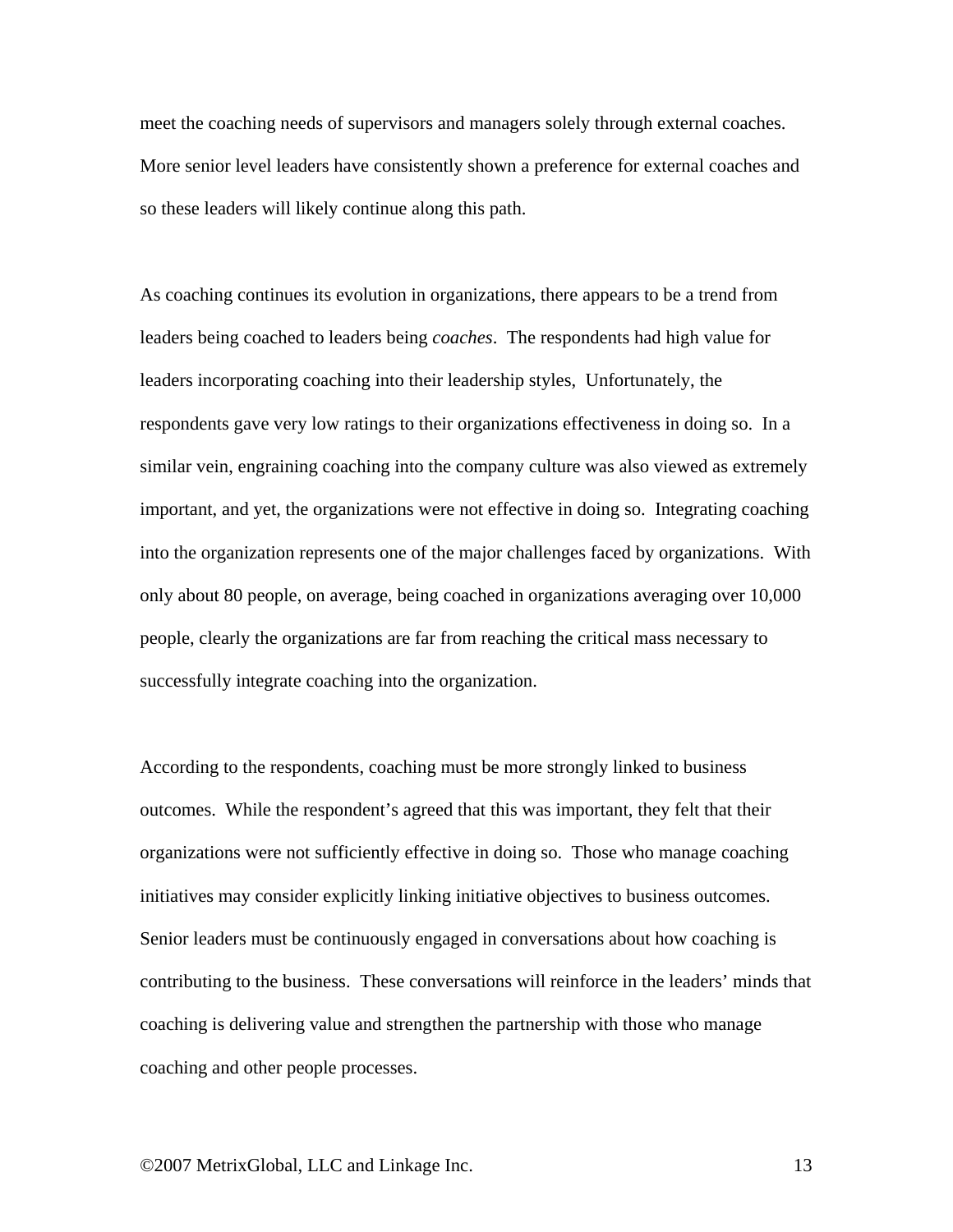meet the coaching needs of supervisors and managers solely through external coaches. More senior level leaders have consistently shown a preference for external coaches and so these leaders will likely continue along this path.

As coaching continues its evolution in organizations, there appears to be a trend from leaders being coached to leaders being *coaches*. The respondents had high value for leaders incorporating coaching into their leadership styles, Unfortunately, the respondents gave very low ratings to their organizations effectiveness in doing so. In a similar vein, engraining coaching into the company culture was also viewed as extremely important, and yet, the organizations were not effective in doing so. Integrating coaching into the organization represents one of the major challenges faced by organizations. With only about 80 people, on average, being coached in organizations averaging over 10,000 people, clearly the organizations are far from reaching the critical mass necessary to successfully integrate coaching into the organization.

According to the respondents, coaching must be more strongly linked to business outcomes. While the respondent's agreed that this was important, they felt that their organizations were not sufficiently effective in doing so. Those who manage coaching initiatives may consider explicitly linking initiative objectives to business outcomes. Senior leaders must be continuously engaged in conversations about how coaching is contributing to the business. These conversations will reinforce in the leaders' minds that coaching is delivering value and strengthen the partnership with those who manage coaching and other people processes.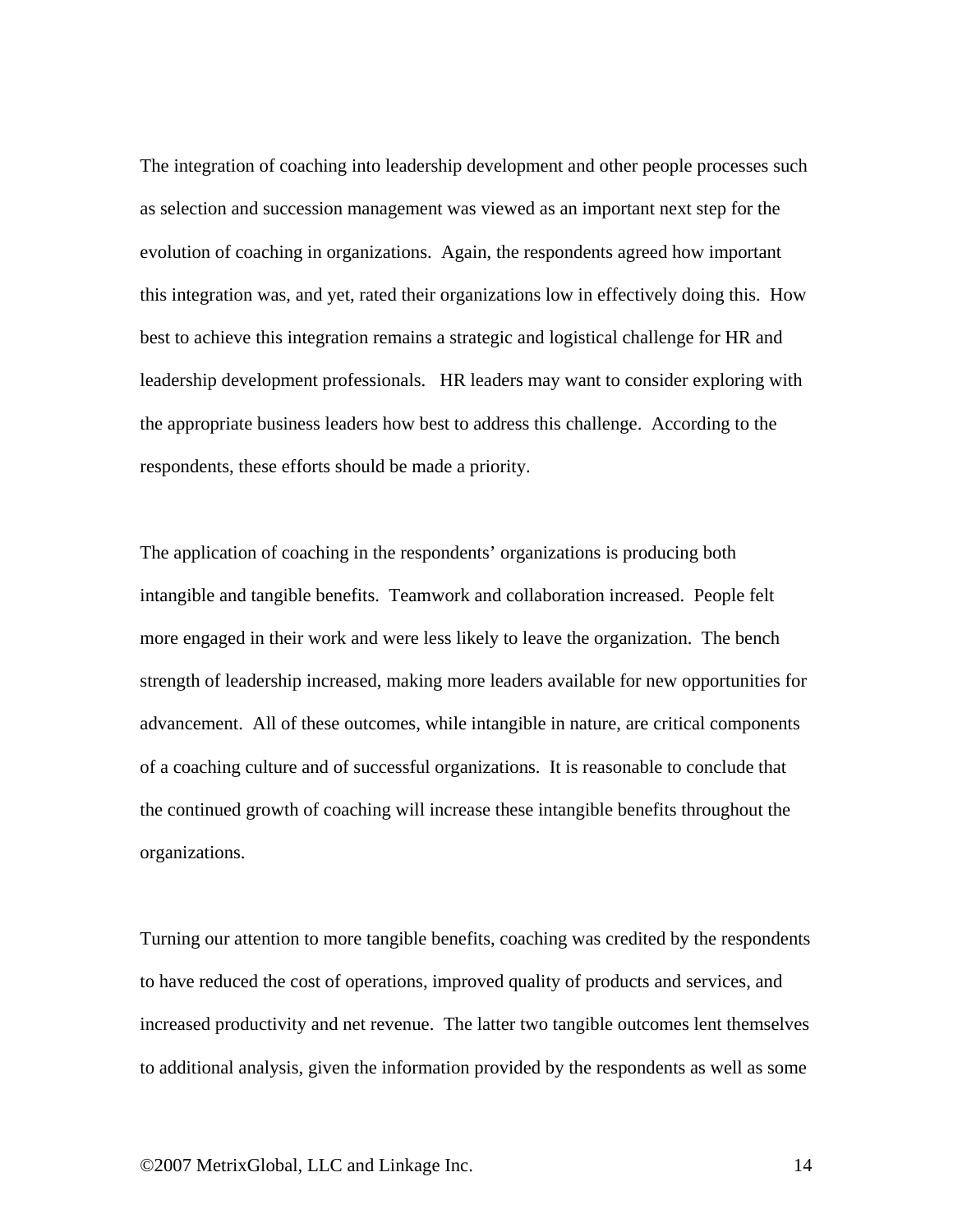The integration of coaching into leadership development and other people processes such as selection and succession management was viewed as an important next step for the evolution of coaching in organizations. Again, the respondents agreed how important this integration was, and yet, rated their organizations low in effectively doing this. How best to achieve this integration remains a strategic and logistical challenge for HR and leadership development professionals. HR leaders may want to consider exploring with the appropriate business leaders how best to address this challenge. According to the respondents, these efforts should be made a priority.

The application of coaching in the respondents' organizations is producing both intangible and tangible benefits. Teamwork and collaboration increased. People felt more engaged in their work and were less likely to leave the organization. The bench strength of leadership increased, making more leaders available for new opportunities for advancement. All of these outcomes, while intangible in nature, are critical components of a coaching culture and of successful organizations. It is reasonable to conclude that the continued growth of coaching will increase these intangible benefits throughout the organizations.

Turning our attention to more tangible benefits, coaching was credited by the respondents to have reduced the cost of operations, improved quality of products and services, and increased productivity and net revenue. The latter two tangible outcomes lent themselves to additional analysis, given the information provided by the respondents as well as some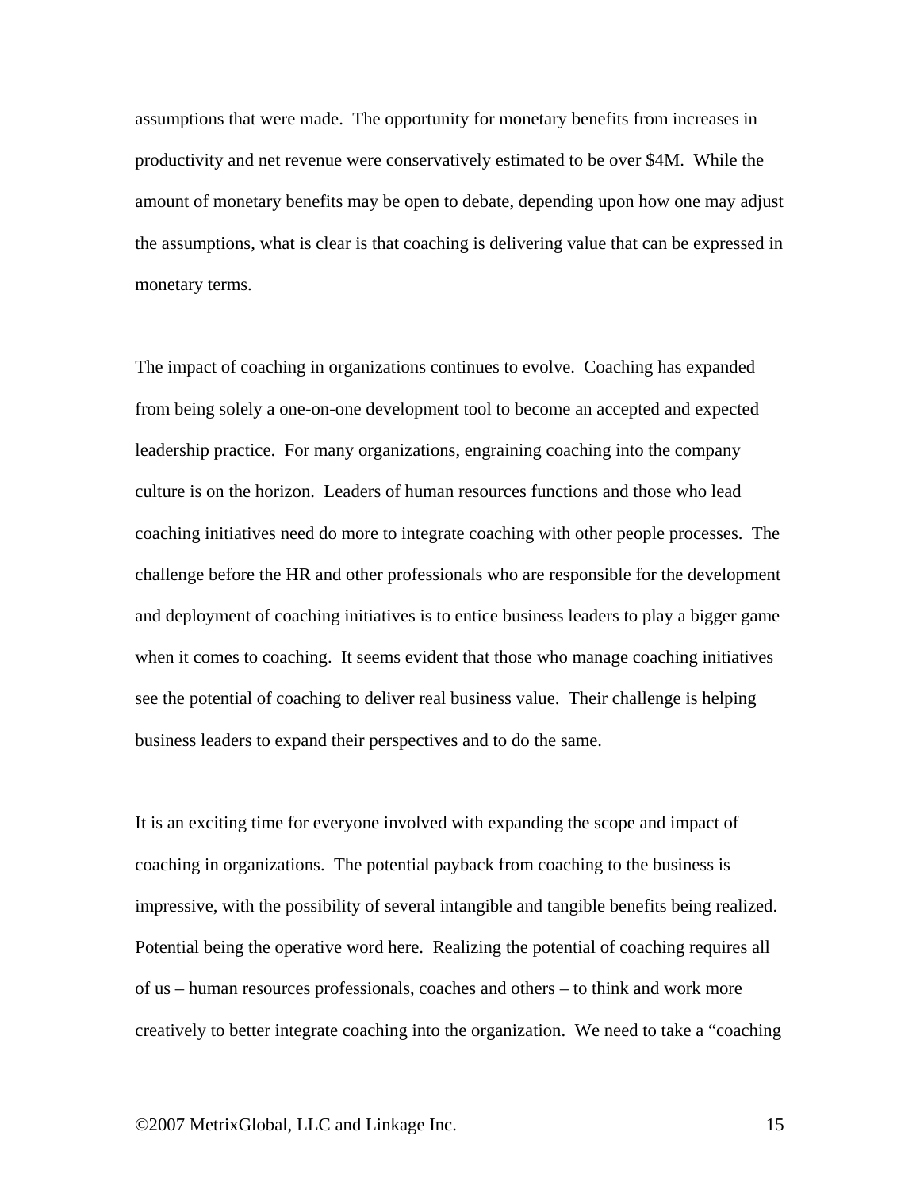assumptions that were made. The opportunity for monetary benefits from increases in productivity and net revenue were conservatively estimated to be over $4M. While the amount of monetary benefits may be open to debate, depending upon how one may adjust the assumptions, what is clear is that coaching is delivering value that can be expressed in monetary terms.

The impact of coaching in organizations continues to evolve. Coaching has expanded from being solely a one-on-one development tool to become an accepted and expected leadership practice. For many organizations, engraining coaching into the company culture is on the horizon. Leaders of human resources functions and those who lead coaching initiatives need do more to integrate coaching with other people processes. The challenge before the HR and other professionals who are responsible for the development and deployment of coaching initiatives is to entice business leaders to play a bigger game when it comes to coaching. It seems evident that those who manage coaching initiatives see the potential of coaching to deliver real business value. Their challenge is helping business leaders to expand their perspectives and to do the same.

It is an exciting time for everyone involved with expanding the scope and impact of coaching in organizations. The potential payback from coaching to the business is impressive, with the possibility of several intangible and tangible benefits being realized. Potential being the operative word here. Realizing the potential of coaching requires all of us – human resources professionals, coaches and others – to think and work more creatively to better integrate coaching into the organization. We need to take a "coaching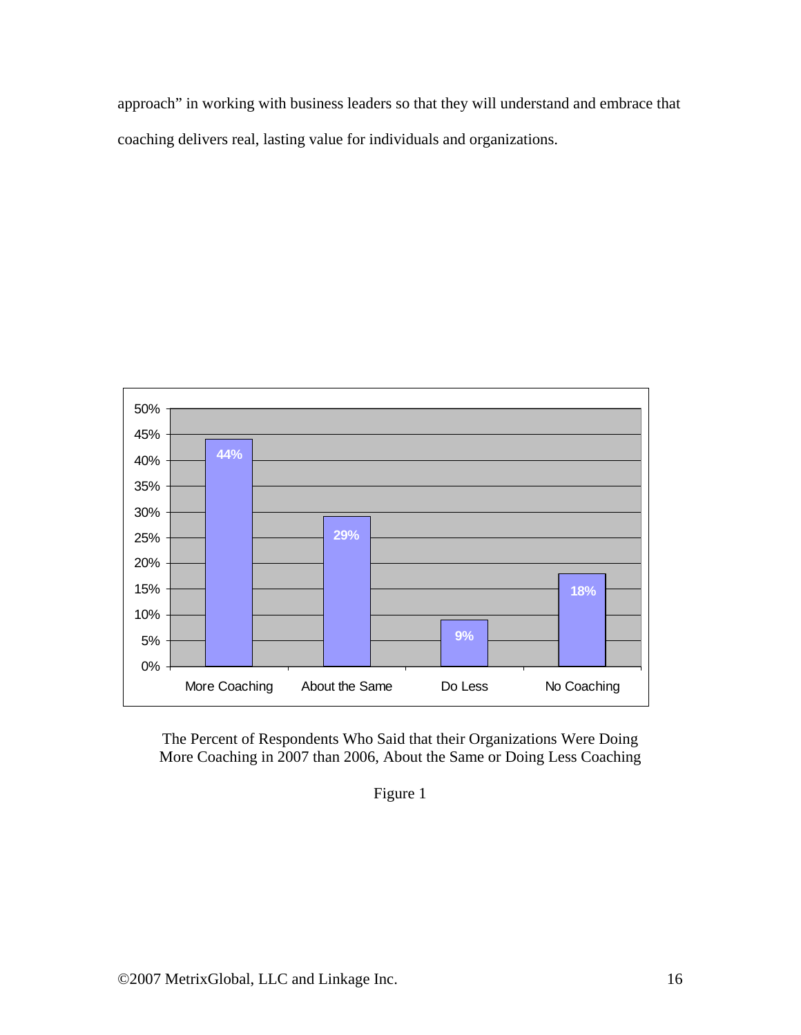approach" in working with business leaders so that they will understand and embrace that coaching delivers real, lasting value for individuals and organizations.

| Category | Percent |
| --- | --- |
| More Coaching | 44% |
| About the Same | 29% |
| Do Less | 9% |
| No Coaching | 18% |

The Percent of Respondents Who Said that their Organizations Were Doing More Coaching in 2007 than 2006, About the Same or Doing Less Coaching

Figure 1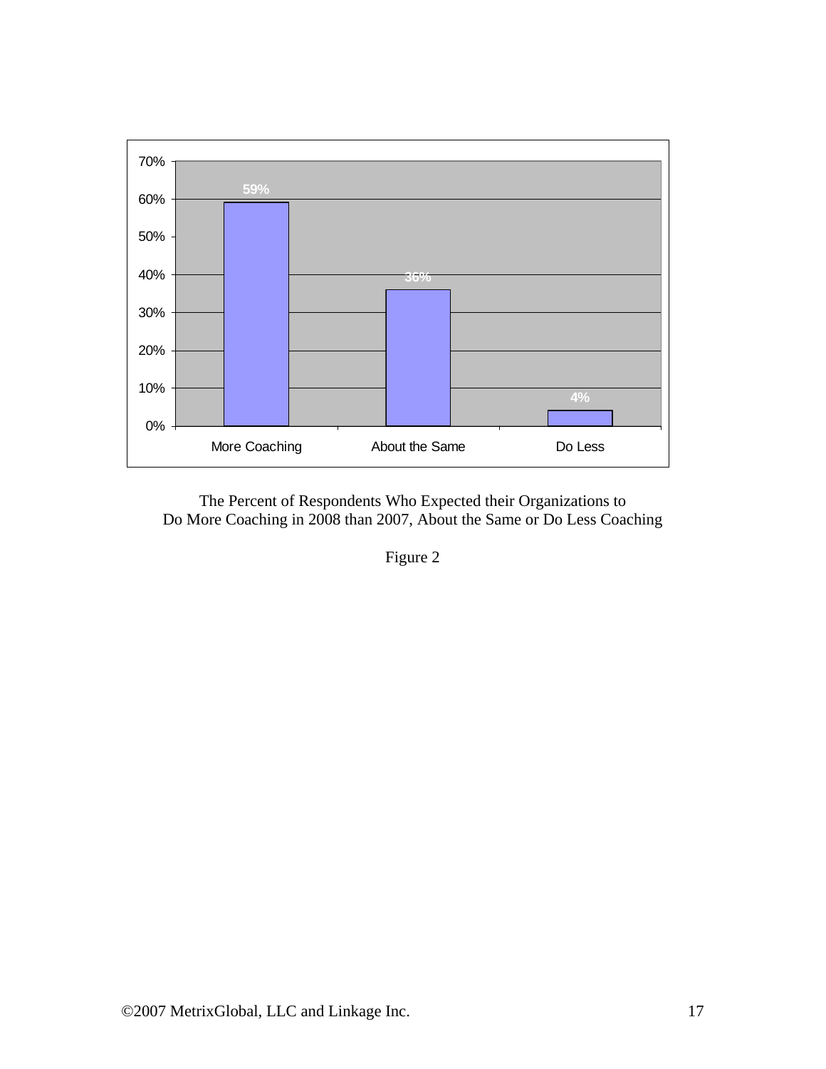| More Coaching | About the Same | Do Less |
|---|---|---|
| 59% | 36% | 4% |

The Percent of Respondents Who Expected their Organizations to
Do More Coaching in 2008 than 2007, About the Same or Do Less Coaching

Figure 2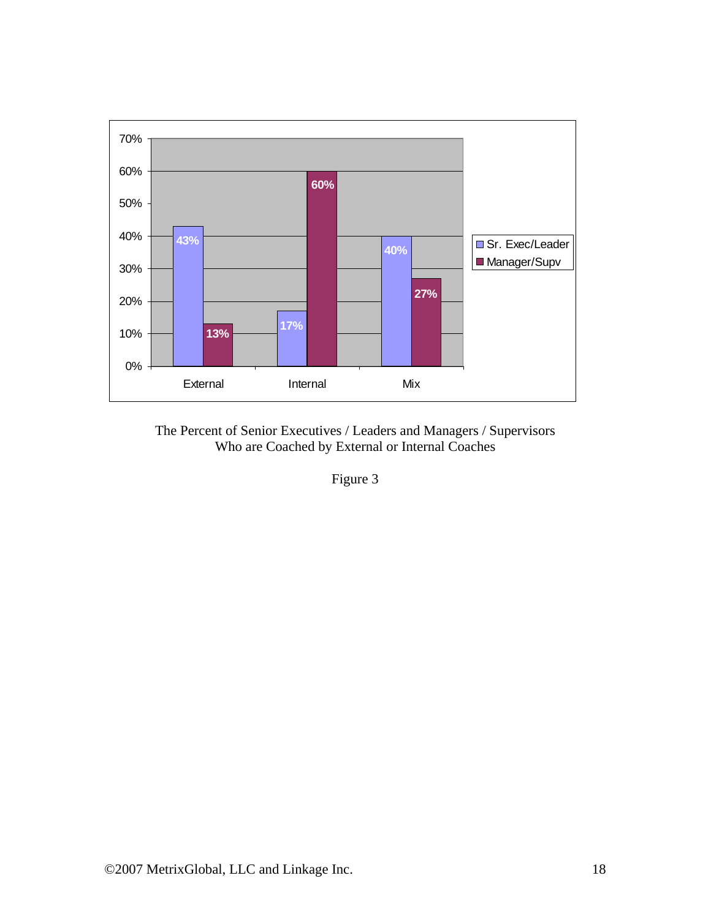| | External | Internal | Mix |
|---|---|---|---|
| Sr. Exec/Leader | 43% | 17% | 40% |
| Manager/Supv | 13% | 60% | 27% |

The Percent of Senior Executives / Leaders and Managers / Supervisors
Who are Coached by External or Internal Coaches

Figure 3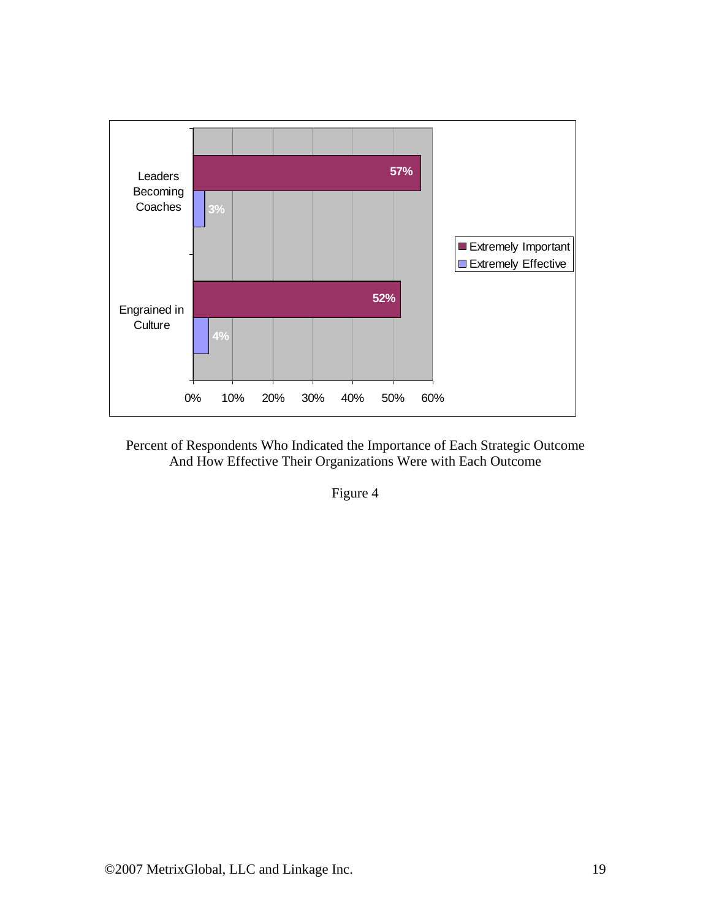| | Extremely Important | Extremely Effective |
|---|---|---|
| Leaders Becoming Coaches | 57% | 3% |
| Engrained in Culture | 52% | 4% |

Percent of Respondents Who Indicated the Importance of Each Strategic Outcome And How Effective Their Organizations Were with Each Outcome

Figure 4

©2007 MetrixGlobal, LLC and Linkage Inc.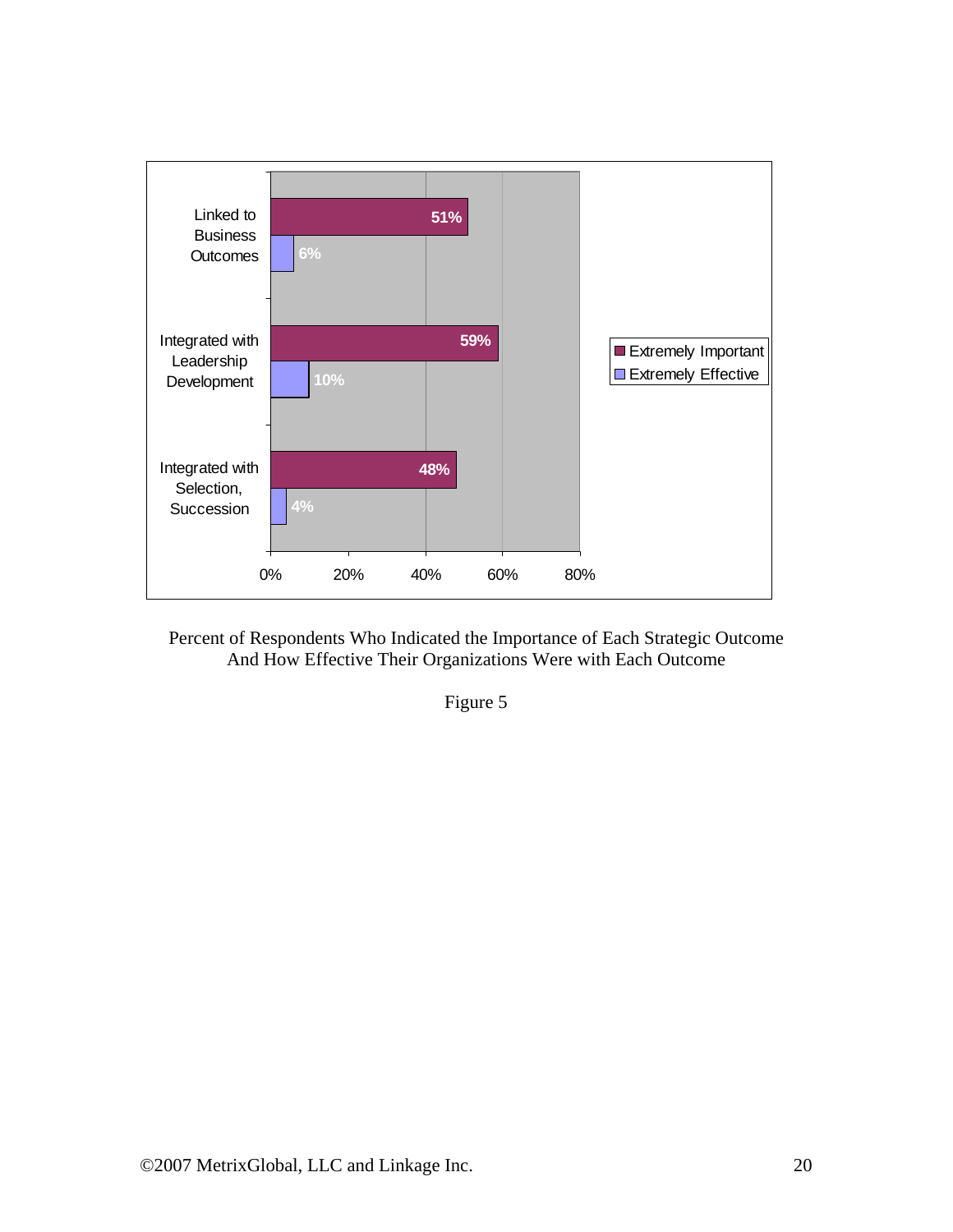| | Extremely Important | Extremely Effective |
|---|---|---|
| Linked to Business Outcomes | 51% | 6% |
| Integrated with Leadership Development | 59% | 10% |
| Integrated with Selection, Succession | 48% | 4% |

Percent of Respondents Who Indicated the Importance of Each Strategic Outcome
And How Effective Their Organizations Were with Each Outcome

Figure 5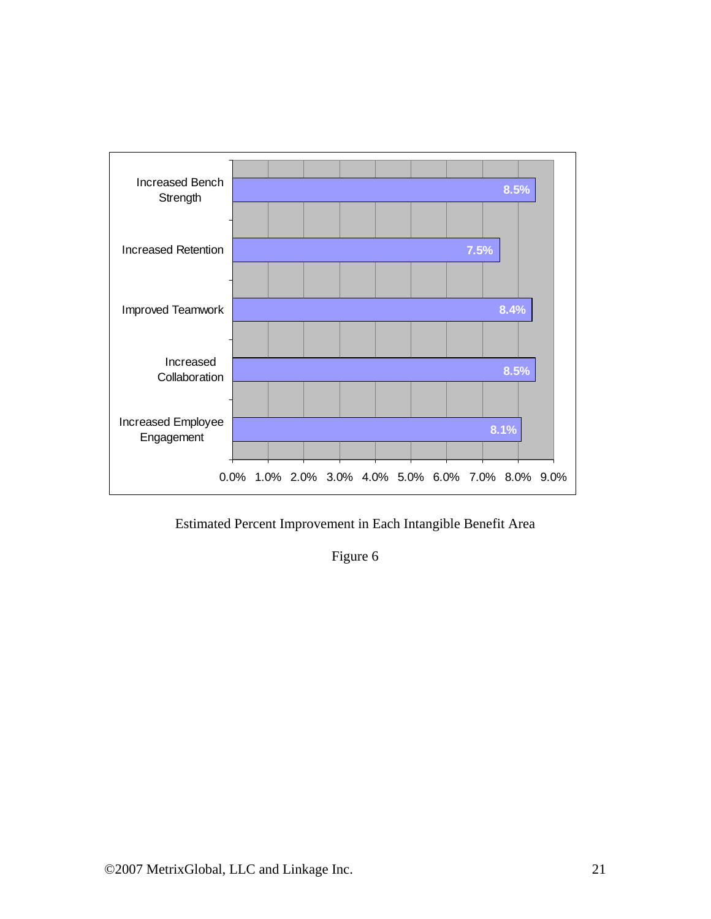| Intangible Benefit Area | Estimated Percent Improvement |
| --- | --- |
| Increased Bench Strength | 8.5% |
| Increased Retention | 7.5% |
| Improved Teamwork | 8.4% |
| Increased Collaboration | 8.5% |
| Increased Employee Engagement | 8.1% |

Estimated Percent Improvement in Each Intangible Benefit Area

Figure 6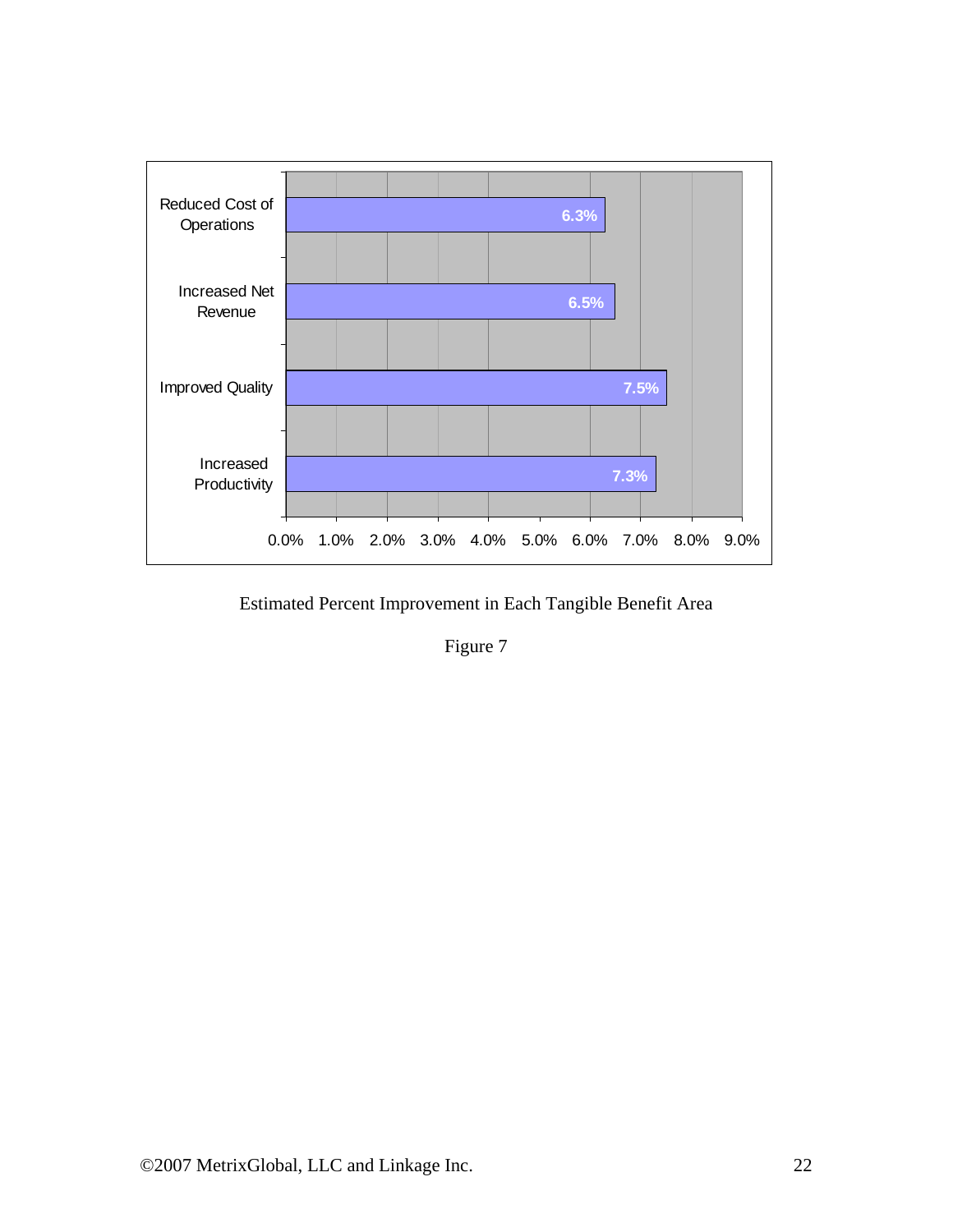| Tangible Benefit Area | Estimated Percent Improvement |
| --- | --- |
| Reduced Cost of Operations | 6.3% |
| Increased Net Revenue | 6.5% |
| Improved Quality | 7.5% |
| Increased Productivity | 7.3% |

Estimated Percent Improvement in Each Tangible Benefit Area

Figure 7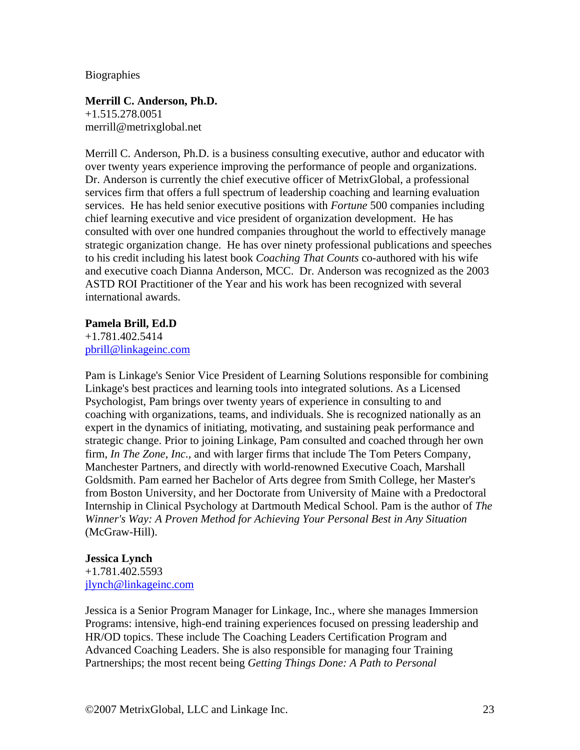Biographies

**Merrill C. Anderson, Ph.D.**
+1.515.278.0051
merrill@metrixglobal.net

Merrill C. Anderson, Ph.D. is a business consulting executive, author and educator with over twenty years experience improving the performance of people and organizations. Dr. Anderson is currently the chief executive officer of MetrixGlobal, a professional services firm that offers a full spectrum of leadership coaching and learning evaluation services. He has held senior executive positions with *Fortune* 500 companies including chief learning executive and vice president of organization development. He has consulted with over one hundred companies throughout the world to effectively manage strategic organization change. He has over ninety professional publications and speeches to his credit including his latest book *Coaching That Counts* co-authored with his wife and executive coach Dianna Anderson, MCC. Dr. Anderson was recognized as the 2003 ASTD ROI Practitioner of the Year and his work has been recognized with several international awards.

**Pamela Brill, Ed.D**
+1.781.402.5414
pbrill@linkageinc.com

Pam is Linkage's Senior Vice President of Learning Solutions responsible for combining Linkage's best practices and learning tools into integrated solutions. As a Licensed Psychologist, Pam brings over twenty years of experience in consulting to and coaching with organizations, teams, and individuals. She is recognized nationally as an expert in the dynamics of initiating, motivating, and sustaining peak performance and strategic change. Prior to joining Linkage, Pam consulted and coached through her own firm, *In The Zone, Inc.,* and with larger firms that include The Tom Peters Company, Manchester Partners, and directly with world-renowned Executive Coach, Marshall Goldsmith. Pam earned her Bachelor of Arts degree from Smith College, her Master's from Boston University, and her Doctorate from University of Maine with a Predoctoral Internship in Clinical Psychology at Dartmouth Medical School. Pam is the author of *The Winner's Way: A Proven Method for Achieving Your Personal Best in Any Situation* (McGraw-Hill).

**Jessica Lynch**
+1.781.402.5593
jlynch@linkageinc.com

Jessica is a Senior Program Manager for Linkage, Inc., where she manages Immersion Programs: intensive, high-end training experiences focused on pressing leadership and HR/OD topics. These include The Coaching Leaders Certification Program and Advanced Coaching Leaders. She is also responsible for managing four Training Partnerships; the most recent being *Getting Things Done: A Path to Personal*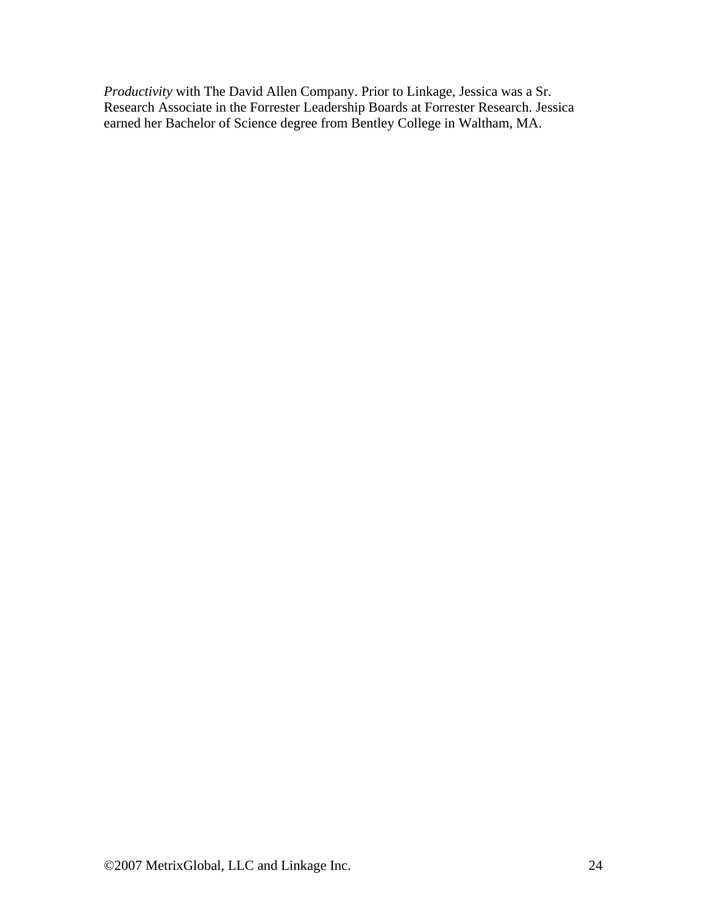*Productivity* with The David Allen Company. Prior to Linkage, Jessica was a Sr. Research Associate in the Forrester Leadership Boards at Forrester Research. Jessica earned her Bachelor of Science degree from Bentley College in Waltham, MA.